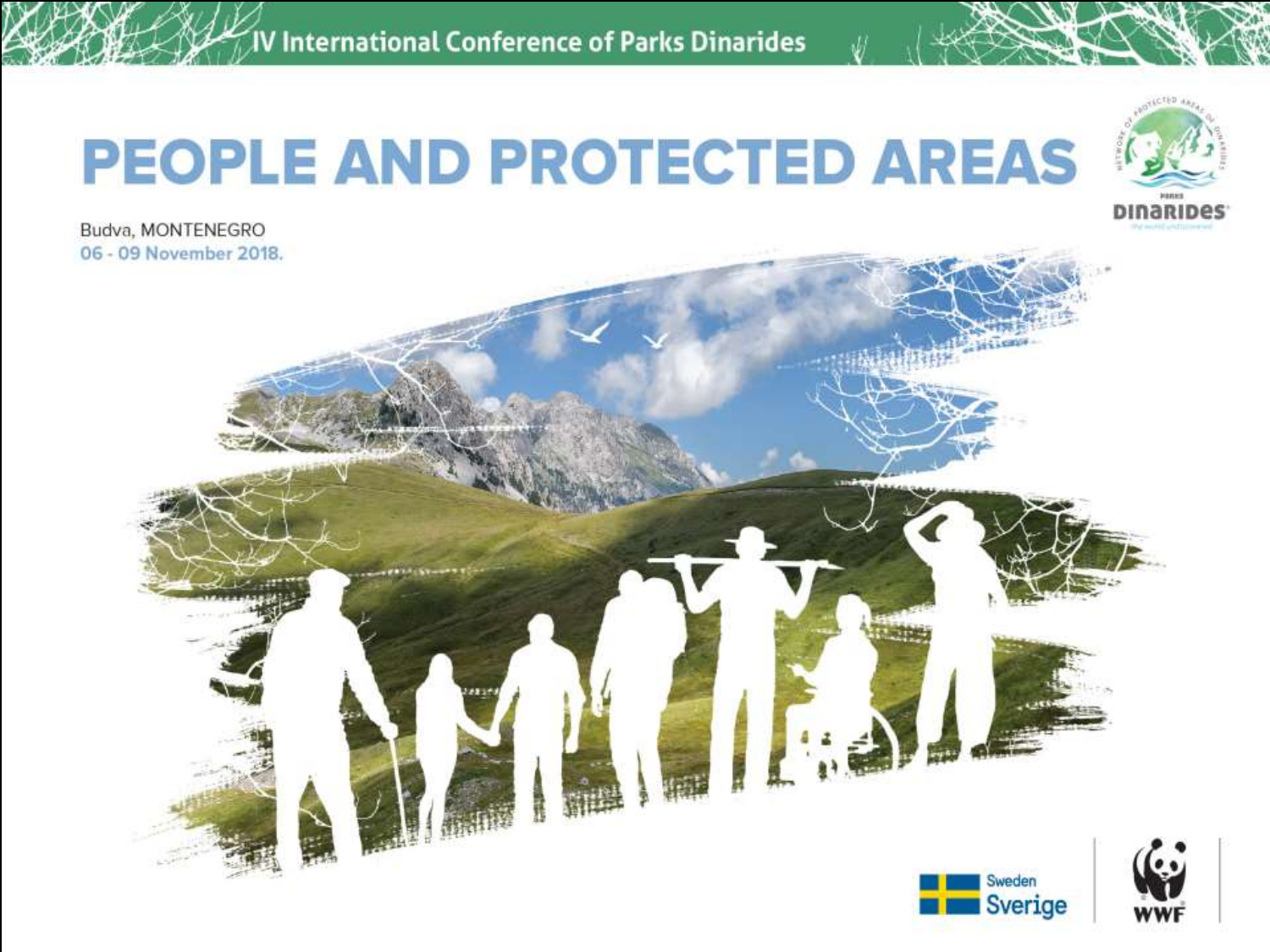IV International Conference of Parks Dinarides

# PEOPLE AND PROTECTED AREAS

Budva, MONTENEGRO

06 - 09 November 2018.

Sweden
Sverige

WWF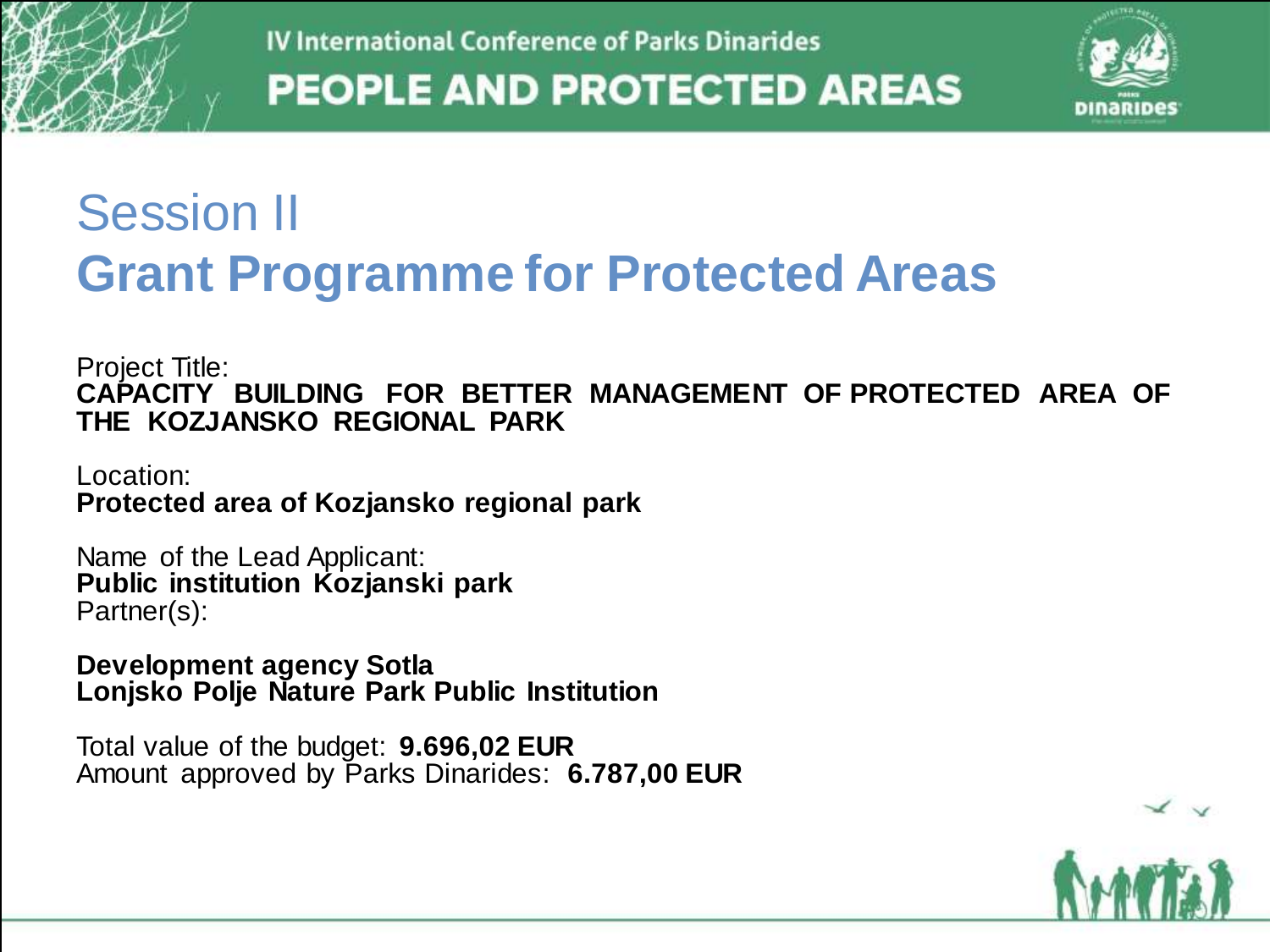# Session II

## Grant Programme for Protected Areas

Project Title:
**CAPACITY BUILDING FOR BETTER MANAGEMENT OF PROTECTED AREA OF THE KOZJANSKO REGIONAL PARK**

Location:
**Protected area of Kozjansko regional park**

Name of the Lead Applicant:
**Public institution Kozjanski park**
Partner(s):

**Development agency Sotla**
**Lonjsko Polje Nature Park Public Institution**

Total value of the budget: **9.696,02 EUR**
Amount approved by Parks Dinarides: **6.787,00 EUR**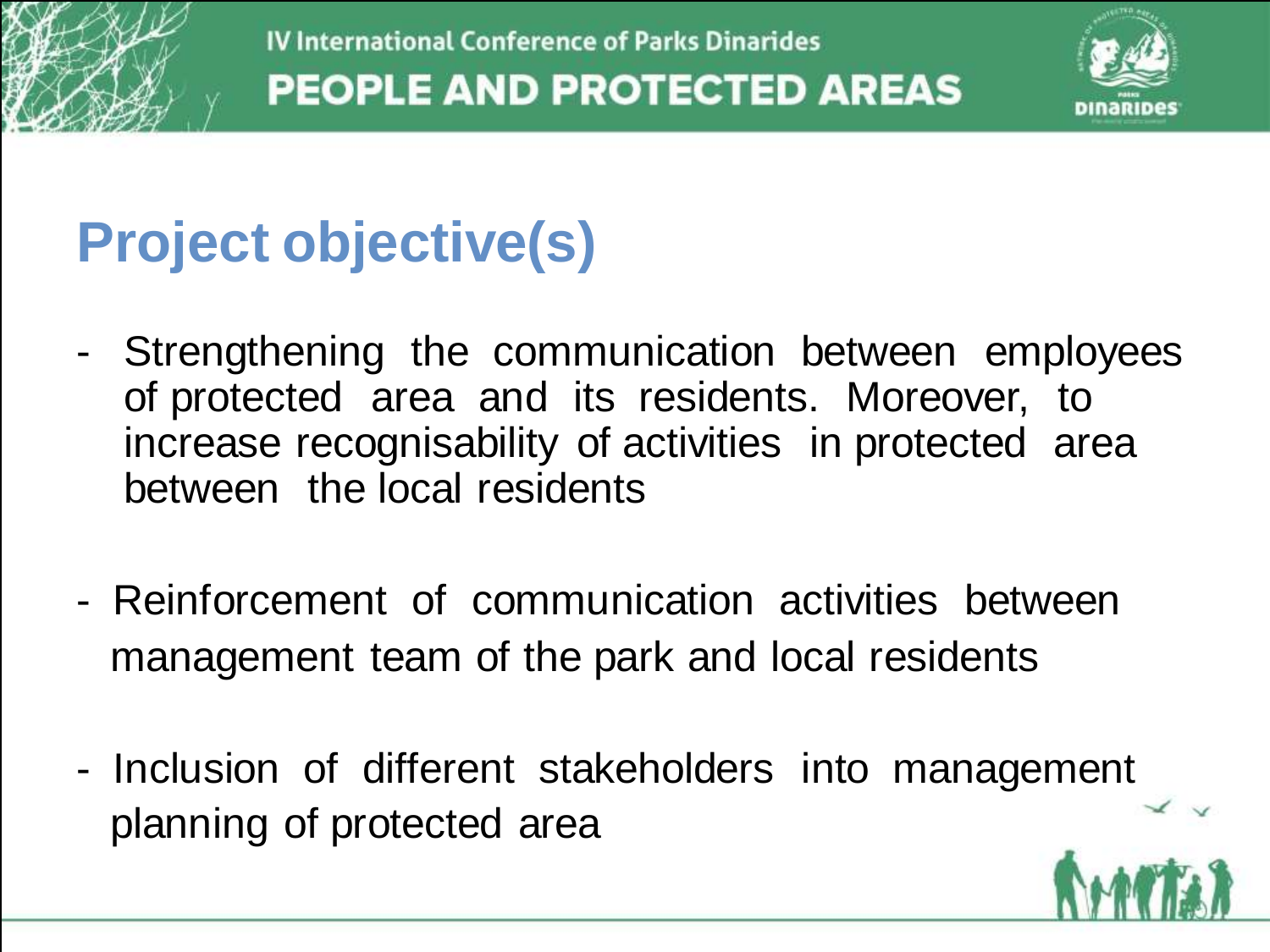# Project objective(s)

- Strengthening the communication between employees of protected area and its residents. Moreover, to increase recognisability of activities in protected area between the local residents

- Reinforcement of communication activities between management team of the park and local residents

- Inclusion of different stakeholders into management planning of protected area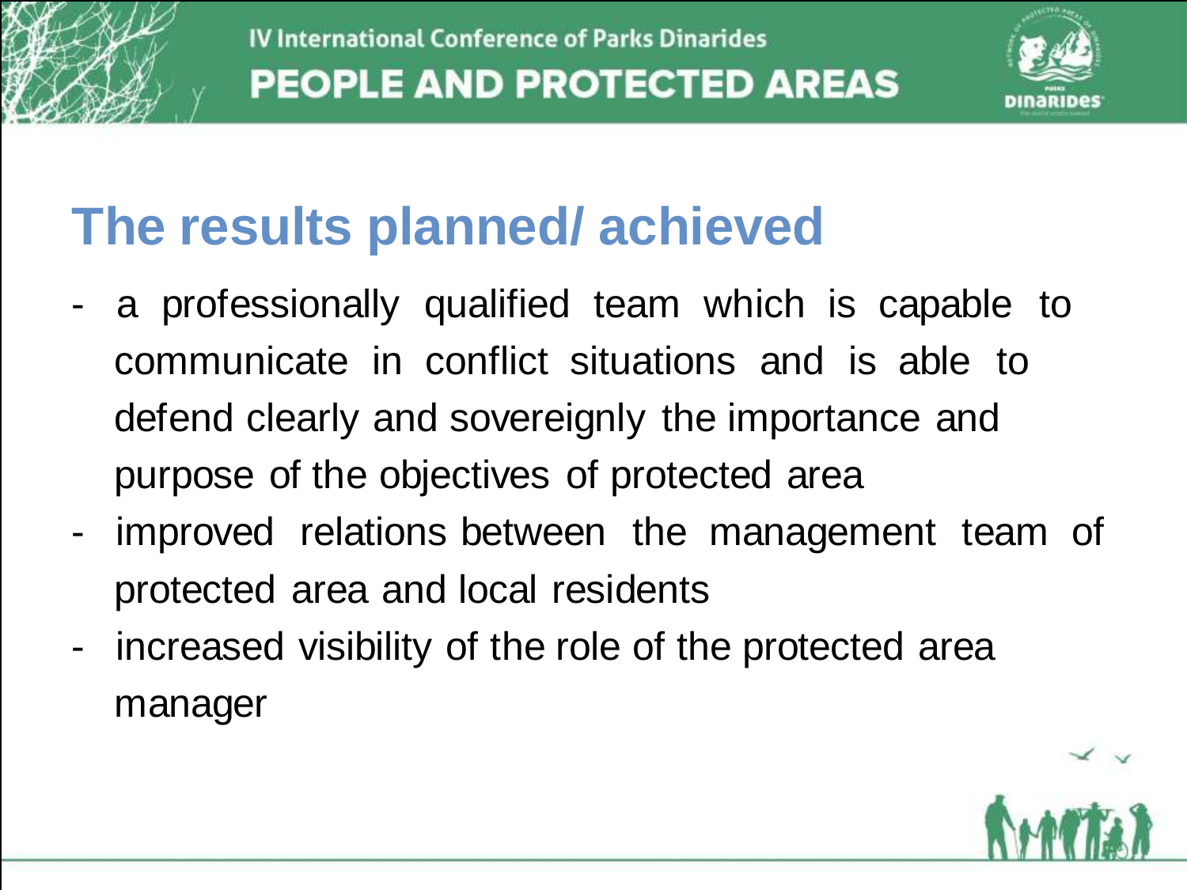# The results planned/ achieved

- a professionally qualified team which is capable to communicate in conflict situations and is able to defend clearly and sovereignly the importance and purpose of the objectives of protected area
- improved relations between the management team of protected area and local residents
- increased visibility of the role of the protected area manager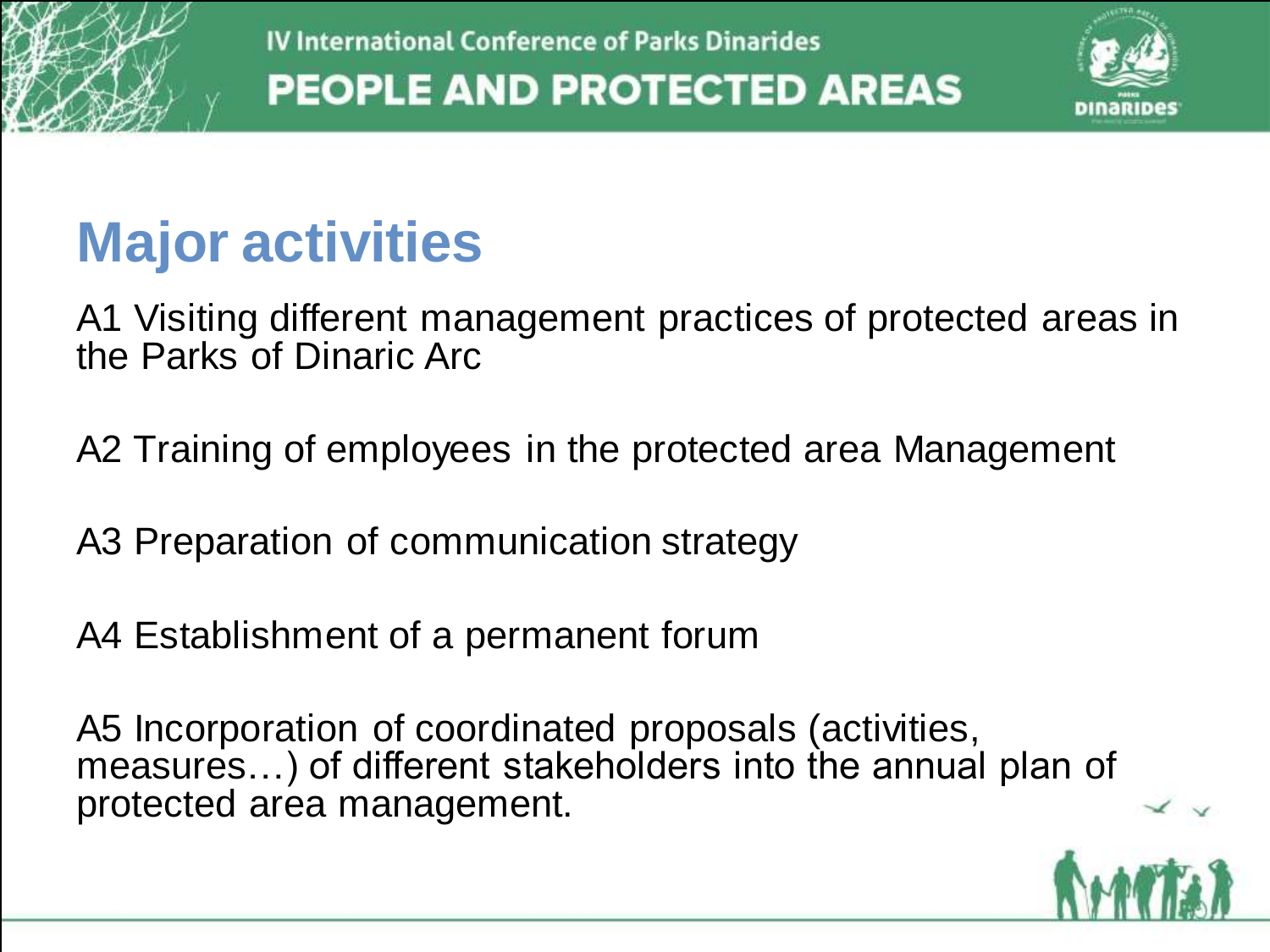## Major activities

A1 Visiting different management practices of protected areas in the Parks of Dinaric Arc

A2 Training of employees in the protected area Management

A3 Preparation of communication strategy

A4 Establishment of a permanent forum

A5 Incorporation of coordinated proposals (activities, measures…) of different stakeholders into the annual plan of protected area management.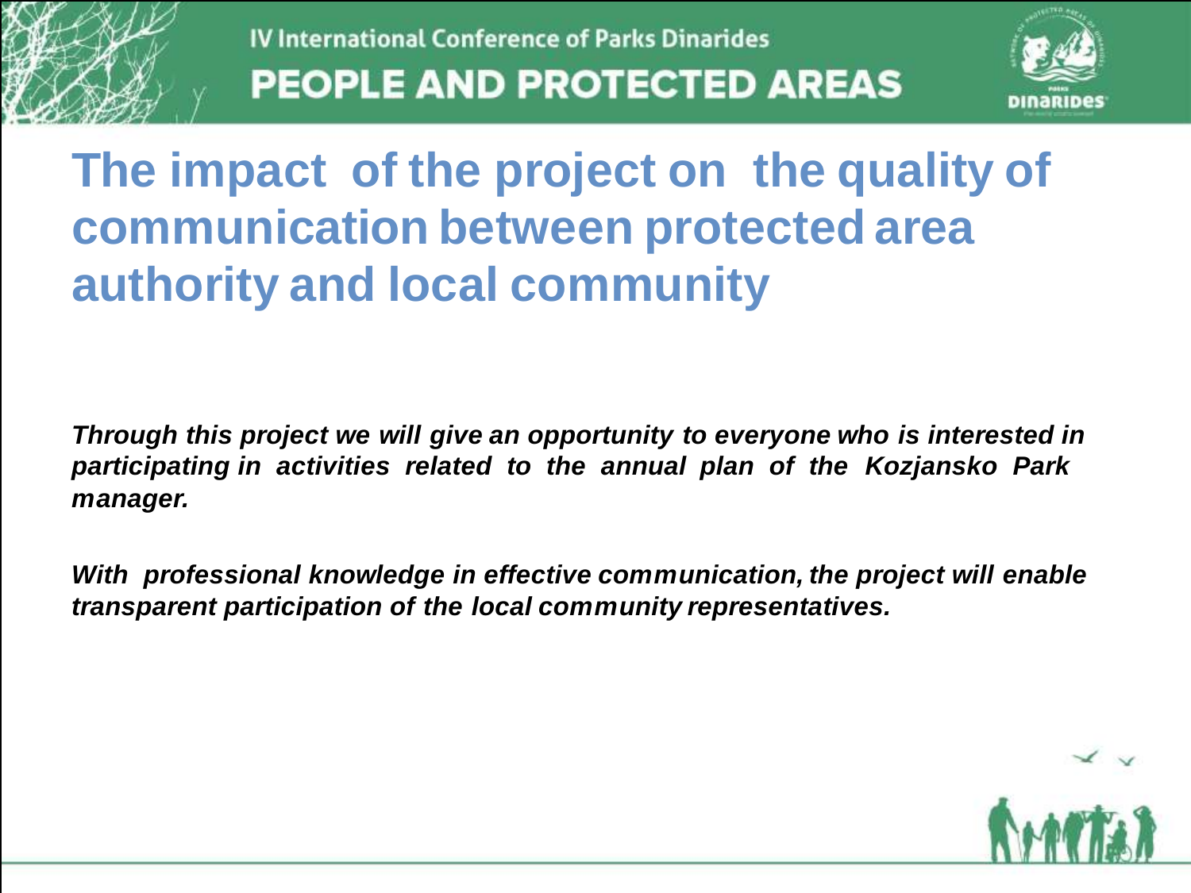# The impact of the project on the quality of communication between protected area authority and local community

***Through this project we will give an opportunity to everyone who is interested in participating in activities related to the annual plan of the Kozjansko Park manager.***

***With professional knowledge in effective communication, the project will enable transparent participation of the local community representatives.***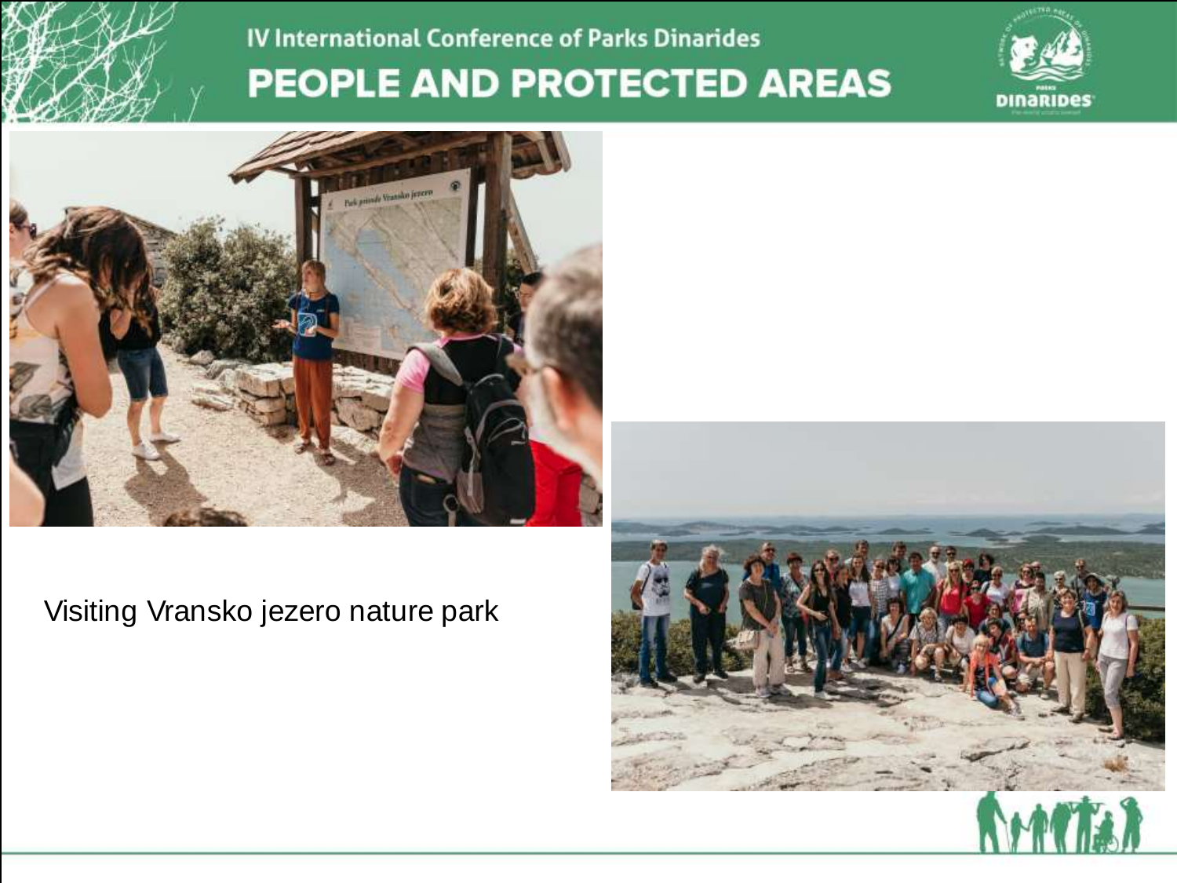Visiting Vransko jezero nature park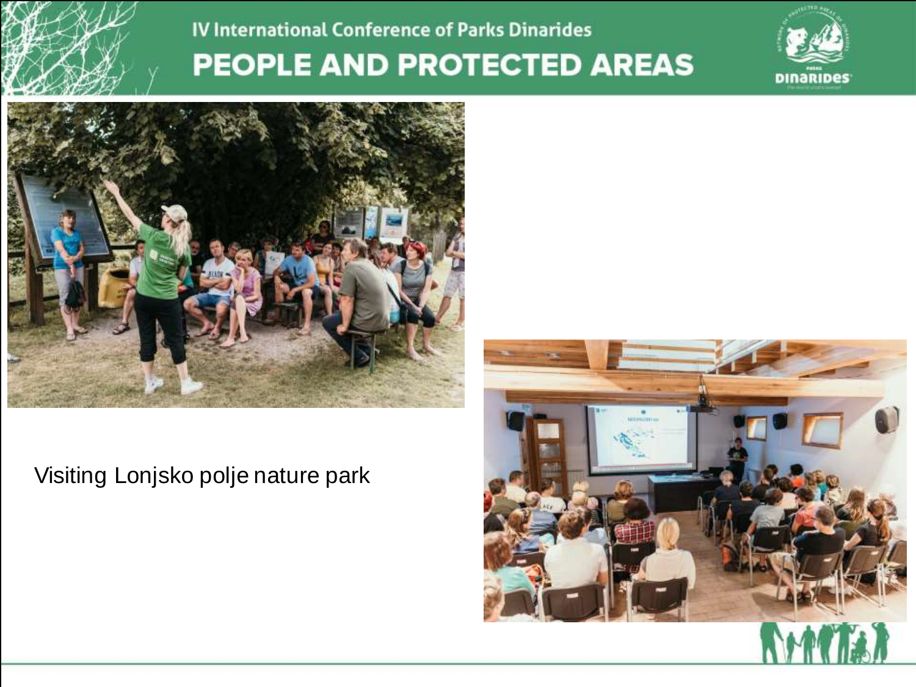Visiting Lonjsko polje nature park